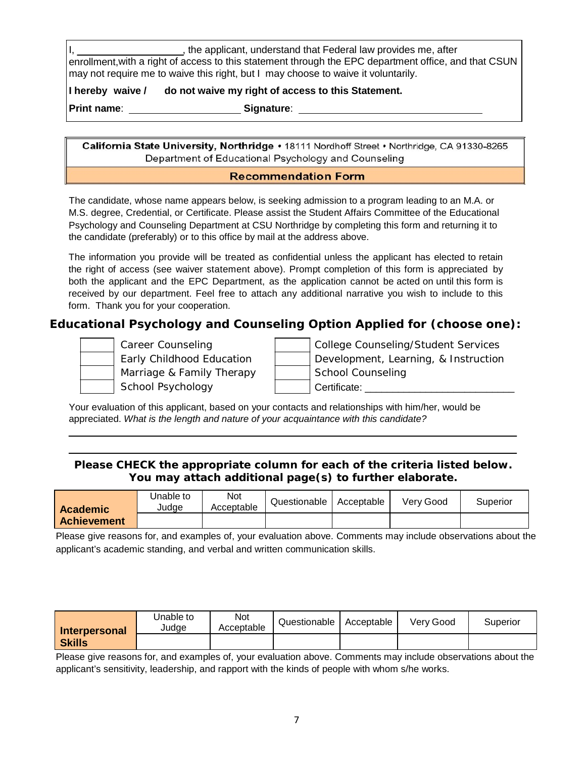I, ___________________, the applicant, understand that Federal law provides me, after enrollment,with a right of access to this statement through the EPC department office, and that CSUN may not require me to waive this right, but I may choose to waive it voluntarily.

**I hereby waive / do not waive my right of access to this Statement.**

**Print name**: ____________________ **Signature**: ________________________________

**California State University, Northridge** • 18111 Nordhoff Street • Northridge, CA 91330-8265
Department of Educational Psychology and Counseling

## Recommendation Form

The candidate, whose name appears below, is seeking admission to a program leading to an M.A. or M.S. degree, Credential, or Certificate. Please assist the Student Affairs Committee of the Educational Psychology and Counseling Department at CSU Northridge by completing this form and returning it to the candidate (preferably) or to this office by mail at the address above.

The information you provide will be treated as confidential unless the applicant has elected to retain the right of access (see waiver statement above). Prompt completion of this form is appreciated by both the applicant and the EPC Department, as the application cannot be acted on until this form is received by our department. Feel free to attach any additional narrative you wish to include to this form. Thank you for your cooperation.

### Educational Psychology and Counseling Option Applied for (choose one):

| | | | |
|---|---|---|---|
| | Career Counseling | | College Counseling/Student Services |
| | Early Childhood Education | | Development, Learning, & Instruction |
| | Marriage & Family Therapy | | School Counseling |
| | School Psychology | | Certificate: ___________________________ |

Your evaluation of this applicant, based on your contacts and relationships with him/her, would be appreciated. *What is the length and nature of your acquaintance with this candidate?*

_______________________________________________________________________________

_______________________________________________________________________________

**Please CHECK the appropriate column for each of the criteria listed below. You may attach additional page(s) to further elaborate.**

| Academic Achievement | Unable to Judge | Not Acceptable | Questionable | Acceptable | Very Good | Superior |
|---|---|---|---|---|---|---|
| | | | | | | |

Please give reasons for, and examples of, your evaluation above. Comments may include observations about the applicant's academic standing, and verbal and written communication skills.

| Interpersonal Skills | Unable to Judge | Not Acceptable | Questionable | Acceptable | Very Good | Superior |
|---|---|---|---|---|---|---|
| | | | | | | |

Please give reasons for, and examples of, your evaluation above. Comments may include observations about the applicant's sensitivity, leadership, and rapport with the kinds of people with whom s/he works.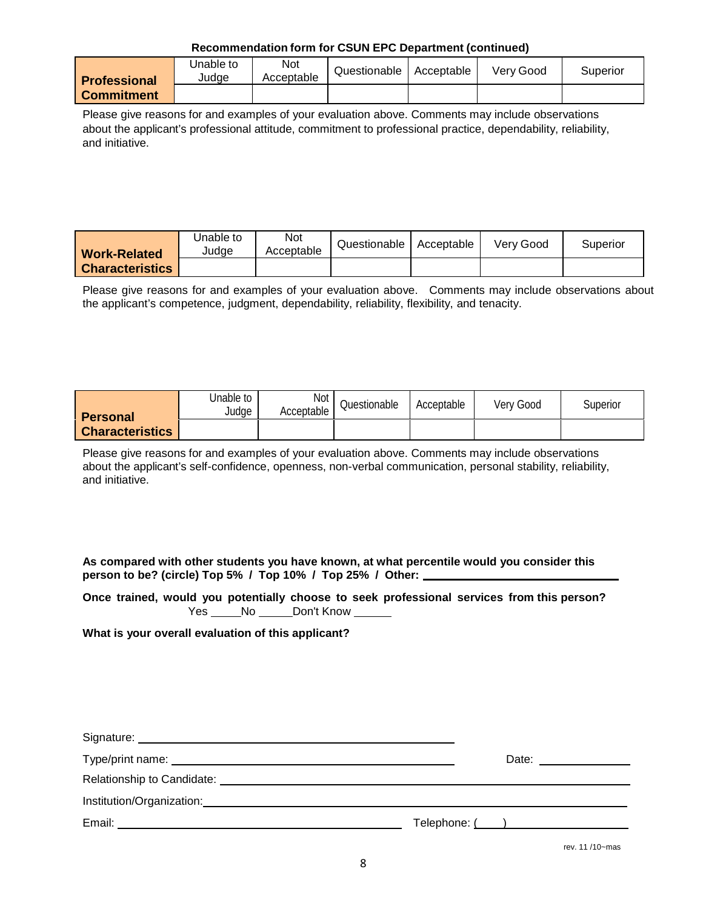**Recommendation form for CSUN EPC Department (continued)**

| **Professional Commitment** | Unable to Judge | Not Acceptable | Questionable | Acceptable | Very Good | Superior |
|---|---|---|---|---|---|---|
| | | | | | | |

Please give reasons for and examples of your evaluation above. Comments may include observations about the applicant's professional attitude, commitment to professional practice, dependability, reliability, and initiative.

| **Work-Related Characteristics** | Unable to Judge | Not Acceptable | Questionable | Acceptable | Very Good | Superior |
|---|---|---|---|---|---|---|
| | | | | | | |

Please give reasons for and examples of your evaluation above. Comments may include observations about the applicant's competence, judgment, dependability, reliability, flexibility, and tenacity.

| **Personal Characteristics** | Unable to Judge | Not Acceptable | Questionable | Acceptable | Very Good | Superior |
|---|---|---|---|---|---|---|
| | | | | | | |

Please give reasons for and examples of your evaluation above. Comments may include observations about the applicant's self-confidence, openness, non-verbal communication, personal stability, reliability, and initiative.

**As compared with other students you have known, at what percentile would you consider this person to be? (circle) Top 5% / Top 10% / Top 25% / Other: ______________________________**

**Once trained, would you potentially choose to seek professional services from this person?**
Yes _____No _____Don't Know ______

**What is your overall evaluation of this applicant?**

Signature: ______________________________________________

Type/print name: ________________________________________ Date: ______________

Relationship to Candidate: ________________________________________________

Institution/Organization: ________________________________________________

Email: ________________________________________ Telephone: (____) ______________

rev. 11 /10~mas